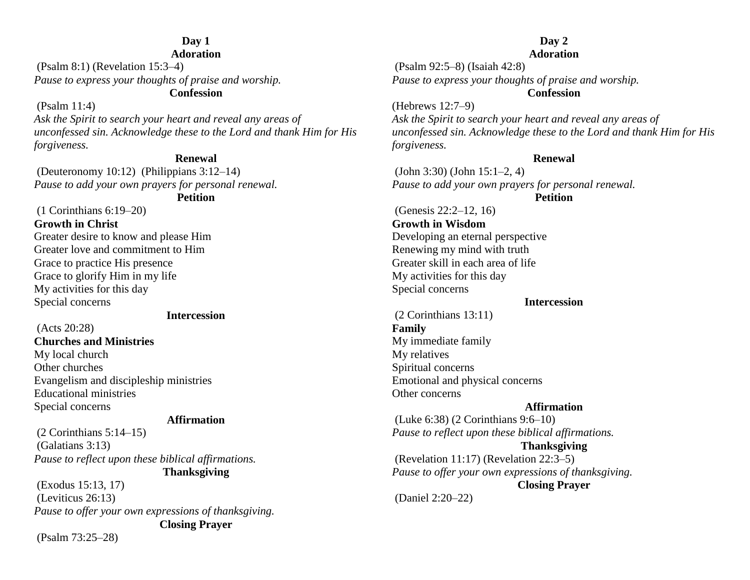## Day 1

### Adoration

(Psalm 8:1) (Revelation 15:3–4)

*Pause to express your thoughts of praise and worship.*

### Confession

(Psalm 11:4)

*Ask the Spirit to search your heart and reveal any areas of unconfessed sin. Acknowledge these to the Lord and thank Him for His forgiveness.*

### Renewal

(Deuteronomy 10:12) (Philippians 3:12–14)

*Pause to add your own prayers for personal renewal.*

### Petition

(1 Corinthians 6:19–20)

**Growth in Christ**

Greater desire to know and please Him
Greater love and commitment to Him
Grace to practice His presence
Grace to glorify Him in my life
My activities for this day
Special concerns

### Intercession

(Acts 20:28)

**Churches and Ministries**

My local church
Other churches
Evangelism and discipleship ministries
Educational ministries
Special concerns

### Affirmation

(2 Corinthians 5:14–15)
(Galatians 3:13)

*Pause to reflect upon these biblical affirmations.*

### Thanksgiving

(Exodus 15:13, 17)
(Leviticus 26:13)

*Pause to offer your own expressions of thanksgiving.*

### Closing Prayer

(Psalm 73:25–28)

## Day 2

### Adoration

(Psalm 92:5–8) (Isaiah 42:8)

*Pause to express your thoughts of praise and worship.*

### Confession

(Hebrews 12:7–9)

*Ask the Spirit to search your heart and reveal any areas of unconfessed sin. Acknowledge these to the Lord and thank Him for His forgiveness.*

### Renewal

(John 3:30) (John 15:1–2, 4)

*Pause to add your own prayers for personal renewal.*

### Petition

(Genesis 22:2–12, 16)

**Growth in Wisdom**

Developing an eternal perspective
Renewing my mind with truth
Greater skill in each area of life
My activities for this day
Special concerns

### Intercession

(2 Corinthians 13:11)

**Family**

My immediate family
My relatives
Spiritual concerns
Emotional and physical concerns
Other concerns

### Affirmation

(Luke 6:38) (2 Corinthians 9:6–10)

*Pause to reflect upon these biblical affirmations.*

### Thanksgiving

(Revelation 11:17) (Revelation 22:3–5)

*Pause to offer your own expressions of thanksgiving.*

### Closing Prayer

(Daniel 2:20–22)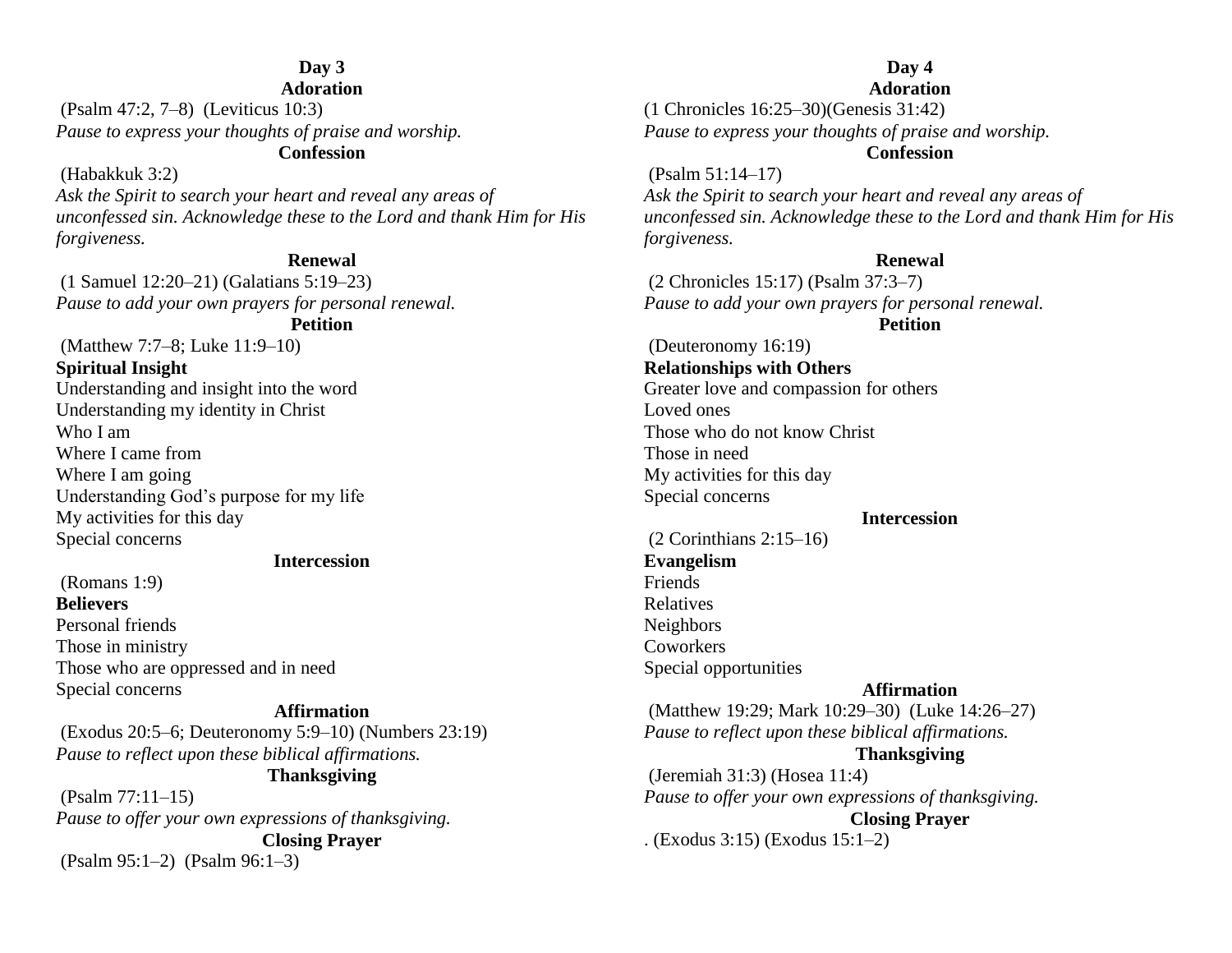## Day 3

### Adoration

(Psalm 47:2, 7–8) (Leviticus 10:3)

*Pause to express your thoughts of praise and worship.*

### Confession

(Habakkuk 3:2)

*Ask the Spirit to search your heart and reveal any areas of unconfessed sin. Acknowledge these to the Lord and thank Him for His forgiveness.*

### Renewal

(1 Samuel 12:20–21) (Galatians 5:19–23)

*Pause to add your own prayers for personal renewal.*

### Petition

(Matthew 7:7–8; Luke 11:9–10)

**Spiritual Insight**

Understanding and insight into the word
Understanding my identity in Christ
Who I am
Where I came from
Where I am going
Understanding God's purpose for my life
My activities for this day
Special concerns

### Intercession

(Romans 1:9)

**Believers**

Personal friends
Those in ministry
Those who are oppressed and in need
Special concerns

### Affirmation

(Exodus 20:5–6; Deuteronomy 5:9–10) (Numbers 23:19)

*Pause to reflect upon these biblical affirmations.*

### Thanksgiving

(Psalm 77:11–15)

*Pause to offer your own expressions of thanksgiving.*

### Closing Prayer

(Psalm 95:1–2) (Psalm 96:1–3)

## Day 4

### Adoration

(1 Chronicles 16:25–30)(Genesis 31:42)

*Pause to express your thoughts of praise and worship.*

### Confession

(Psalm 51:14–17)

*Ask the Spirit to search your heart and reveal any areas of unconfessed sin. Acknowledge these to the Lord and thank Him for His forgiveness.*

### Renewal

(2 Chronicles 15:17) (Psalm 37:3–7)

*Pause to add your own prayers for personal renewal.*

### Petition

(Deuteronomy 16:19)

**Relationships with Others**

Greater love and compassion for others
Loved ones
Those who do not know Christ
Those in need
My activities for this day
Special concerns

### Intercession

(2 Corinthians 2:15–16)

**Evangelism**

Friends
Relatives
Neighbors
Coworkers
Special opportunities

### Affirmation

(Matthew 19:29; Mark 10:29–30) (Luke 14:26–27)

*Pause to reflect upon these biblical affirmations.*

### Thanksgiving

(Jeremiah 31:3) (Hosea 11:4)

*Pause to offer your own expressions of thanksgiving.*

### Closing Prayer

. (Exodus 3:15) (Exodus 15:1–2)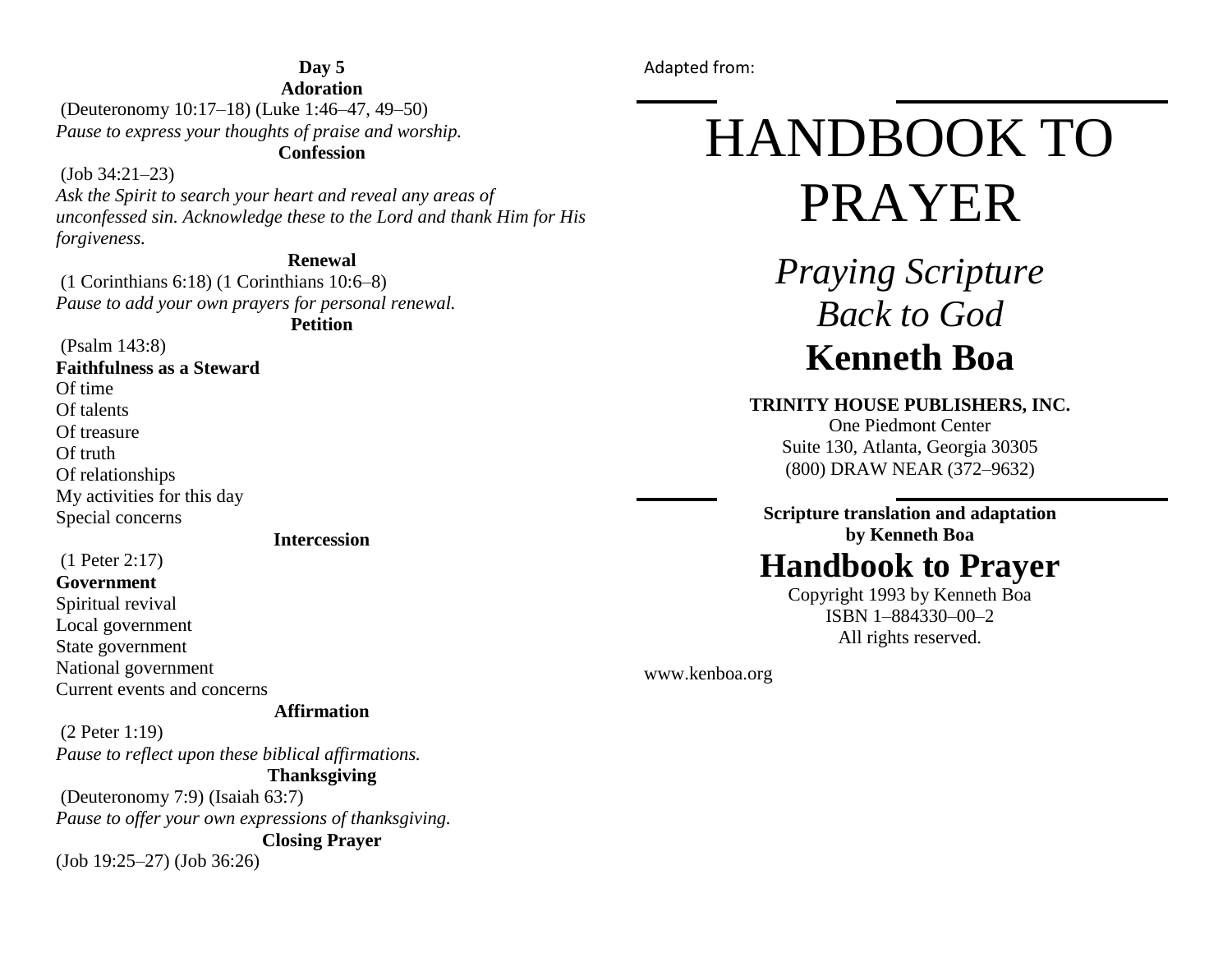## Day 5

### Adoration

(Deuteronomy 10:17–18) (Luke 1:46–47, 49–50)

*Pause to express your thoughts of praise and worship.*

### Confession

(Job 34:21–23)

*Ask the Spirit to search your heart and reveal any areas of unconfessed sin. Acknowledge these to the Lord and thank Him for His forgiveness.*

### Renewal

(1 Corinthians 6:18) (1 Corinthians 10:6–8)

*Pause to add your own prayers for personal renewal.*

### Petition

(Psalm 143:8)

**Faithfulness as a Steward**

Of time
Of talents
Of treasure
Of truth
Of relationships
My activities for this day
Special concerns

### Intercession

(1 Peter 2:17)

**Government**

Spiritual revival
Local government
State government
National government
Current events and concerns

### Affirmation

(2 Peter 1:19)

*Pause to reflect upon these biblical affirmations.*

### Thanksgiving

(Deuteronomy 7:9) (Isaiah 63:7)

*Pause to offer your own expressions of thanksgiving.*

### Closing Prayer

(Job 19:25–27) (Job 36:26)

Adapted from:

# HANDBOOK TO PRAYER

*Praying Scripture Back to God*

**Kenneth Boa**

**TRINITY HOUSE PUBLISHERS, INC.**
One Piedmont Center
Suite 130, Atlanta, Georgia 30305
(800) DRAW NEAR (372–9632)

**Scripture translation and adaptation by Kenneth Boa**

## Handbook to Prayer

Copyright 1993 by Kenneth Boa
ISBN 1–884330–00–2
All rights reserved.

www.kenboa.org